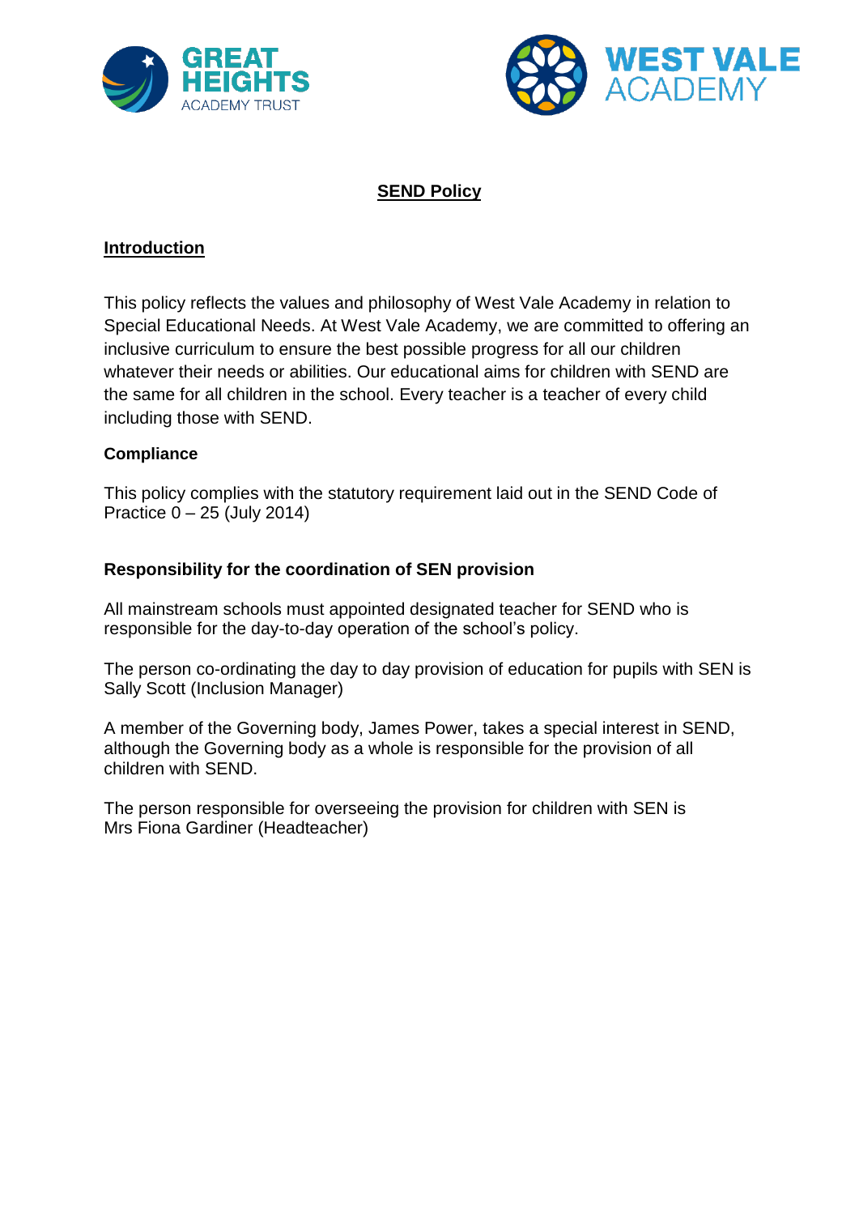# SEND Policy

## Introduction

This policy reflects the values and philosophy of West Vale Academy in relation to Special Educational Needs. At West Vale Academy, we are committed to offering an inclusive curriculum to ensure the best possible progress for all our children whatever their needs or abilities. Our educational aims for children with SEND are the same for all children in the school. Every teacher is a teacher of every child including those with SEND.

### Compliance

This policy complies with the statutory requirement laid out in the SEND Code of Practice 0 – 25 (July 2014)

### Responsibility for the coordination of SEN provision

All mainstream schools must appointed designated teacher for SEND who is responsible for the day-to-day operation of the school's policy.

The person co-ordinating the day to day provision of education for pupils with SEN is Sally Scott (Inclusion Manager)

A member of the Governing body, James Power, takes a special interest in SEND, although the Governing body as a whole is responsible for the provision of all children with SEND.

The person responsible for overseeing the provision for children with SEN is Mrs Fiona Gardiner (Headteacher)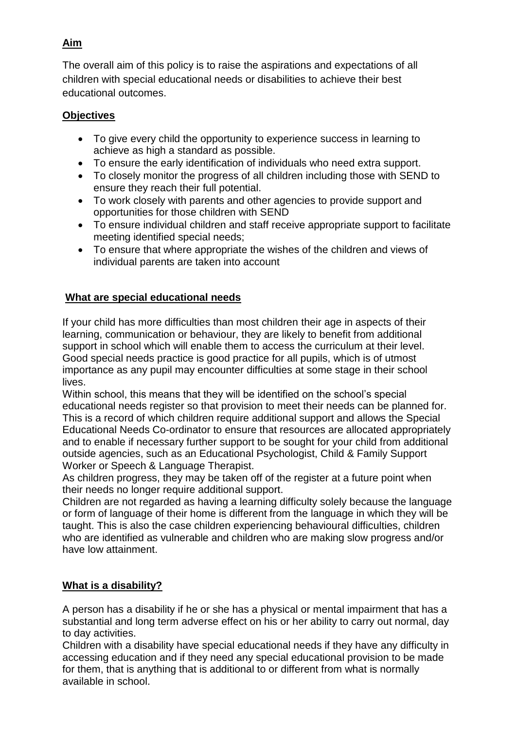## Aim

The overall aim of this policy is to raise the aspirations and expectations of all children with special educational needs or disabilities to achieve their best educational outcomes.

## Objectives

- To give every child the opportunity to experience success in learning to achieve as high a standard as possible.
- To ensure the early identification of individuals who need extra support.
- To closely monitor the progress of all children including those with SEND to ensure they reach their full potential.
- To work closely with parents and other agencies to provide support and opportunities for those children with SEND
- To ensure individual children and staff receive appropriate support to facilitate meeting identified special needs;
- To ensure that where appropriate the wishes of the children and views of individual parents are taken into account

## What are special educational needs

If your child has more difficulties than most children their age in aspects of their learning, communication or behaviour, they are likely to benefit from additional support in school which will enable them to access the curriculum at their level. Good special needs practice is good practice for all pupils, which is of utmost importance as any pupil may encounter difficulties at some stage in their school lives.

Within school, this means that they will be identified on the school's special educational needs register so that provision to meet their needs can be planned for. This is a record of which children require additional support and allows the Special Educational Needs Co-ordinator to ensure that resources are allocated appropriately and to enable if necessary further support to be sought for your child from additional outside agencies, such as an Educational Psychologist, Child & Family Support Worker or Speech & Language Therapist.

As children progress, they may be taken off of the register at a future point when their needs no longer require additional support.

Children are not regarded as having a learning difficulty solely because the language or form of language of their home is different from the language in which they will be taught. This is also the case children experiencing behavioural difficulties, children who are identified as vulnerable and children who are making slow progress and/or have low attainment.

## What is a disability?

A person has a disability if he or she has a physical or mental impairment that has a substantial and long term adverse effect on his or her ability to carry out normal, day to day activities.

Children with a disability have special educational needs if they have any difficulty in accessing education and if they need any special educational provision to be made for them, that is anything that is additional to or different from what is normally available in school.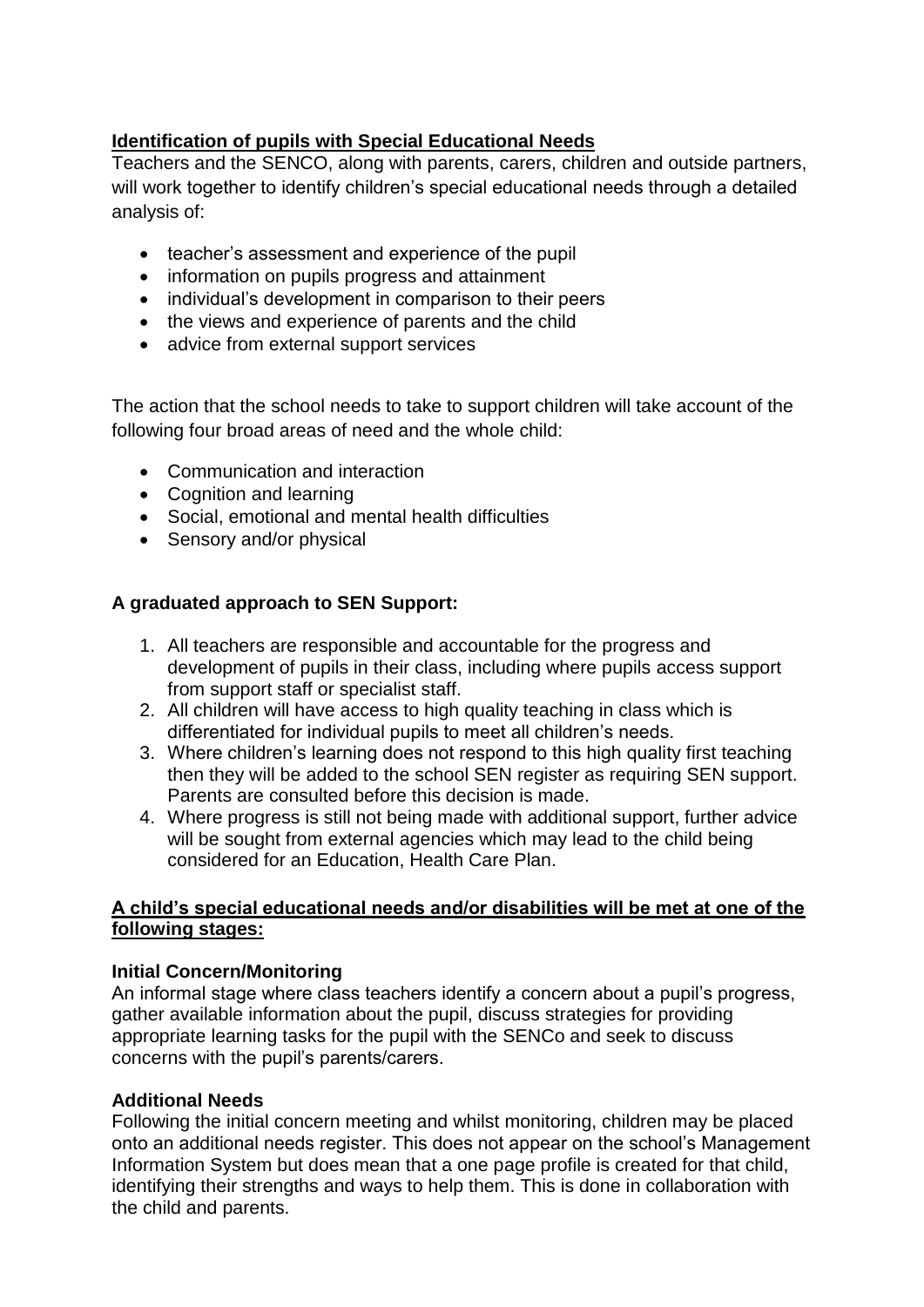**<u>Identification of pupils with Special Educational Needs</u>**

Teachers and the SENCO, along with parents, carers, children and outside partners, will work together to identify children's special educational needs through a detailed analysis of:

- teacher's assessment and experience of the pupil
- information on pupils progress and attainment
- individual's development in comparison to their peers
- the views and experience of parents and the child
- advice from external support services

The action that the school needs to take to support children will take account of the following four broad areas of need and the whole child:

- Communication and interaction
- Cognition and learning
- Social, emotional and mental health difficulties
- Sensory and/or physical

**A graduated approach to SEN Support:**

1. All teachers are responsible and accountable for the progress and development of pupils in their class, including where pupils access support from support staff or specialist staff.
2. All children will have access to high quality teaching in class which is differentiated for individual pupils to meet all children's needs.
3. Where children's learning does not respond to this high quality first teaching then they will be added to the school SEN register as requiring SEN support. Parents are consulted before this decision is made.
4. Where progress is still not being made with additional support, further advice will be sought from external agencies which may lead to the child being considered for an Education, Health Care Plan.

**<u>A child's special educational needs and/or disabilities will be met at one of the following stages:</u>**

**Initial Concern/Monitoring**

An informal stage where class teachers identify a concern about a pupil's progress, gather available information about the pupil, discuss strategies for providing appropriate learning tasks for the pupil with the SENCo and seek to discuss concerns with the pupil's parents/carers.

**Additional Needs**

Following the initial concern meeting and whilst monitoring, children may be placed onto an additional needs register. This does not appear on the school's Management Information System but does mean that a one page profile is created for that child, identifying their strengths and ways to help them. This is done in collaboration with the child and parents.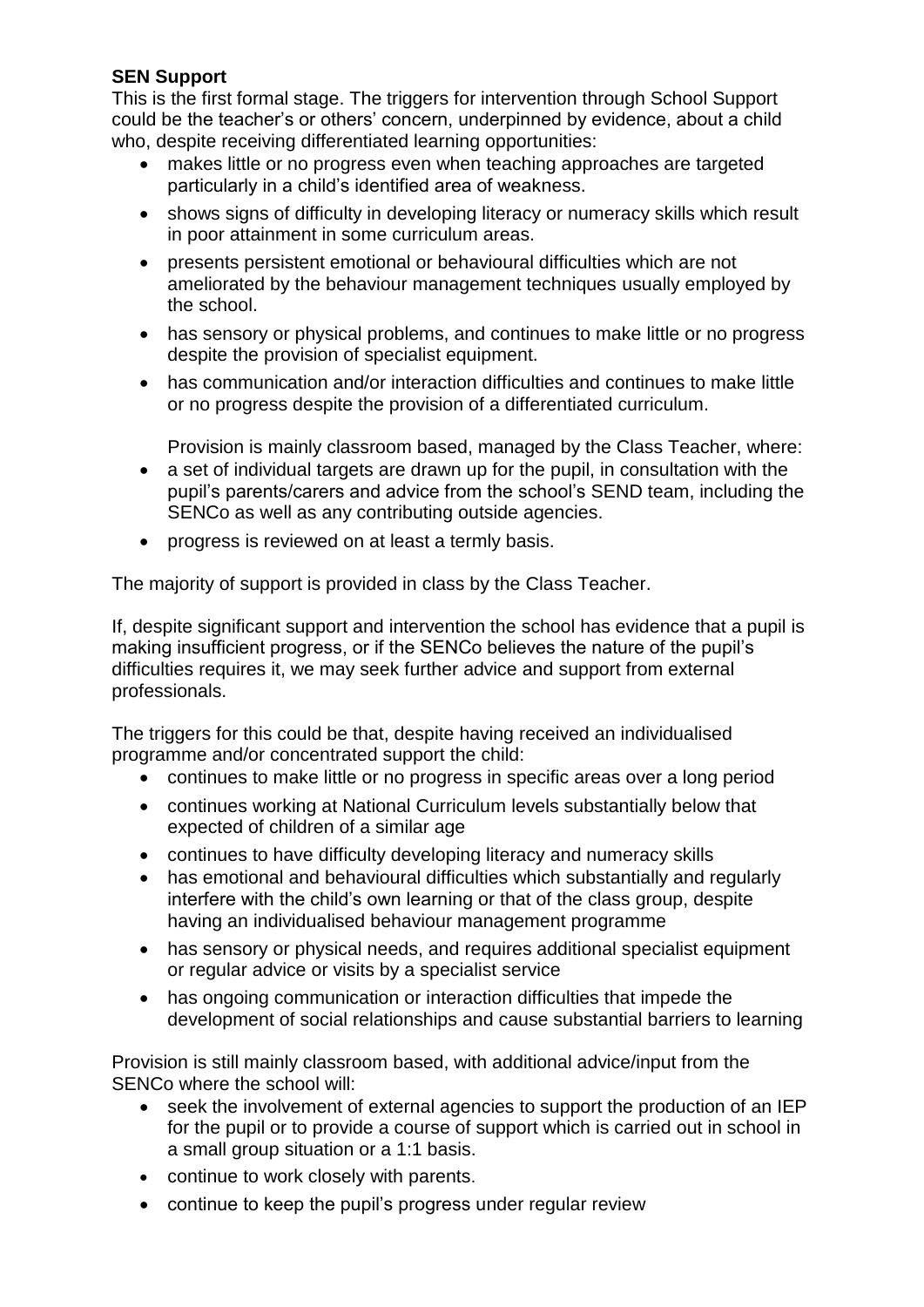**SEN Support**

This is the first formal stage. The triggers for intervention through School Support could be the teacher's or others' concern, underpinned by evidence, about a child who, despite receiving differentiated learning opportunities:

- makes little or no progress even when teaching approaches are targeted particularly in a child's identified area of weakness.
- shows signs of difficulty in developing literacy or numeracy skills which result in poor attainment in some curriculum areas.
- presents persistent emotional or behavioural difficulties which are not ameliorated by the behaviour management techniques usually employed by the school.
- has sensory or physical problems, and continues to make little or no progress despite the provision of specialist equipment.
- has communication and/or interaction difficulties and continues to make little or no progress despite the provision of a differentiated curriculum.

  Provision is mainly classroom based, managed by the Class Teacher, where:

- a set of individual targets are drawn up for the pupil, in consultation with the pupil's parents/carers and advice from the school's SEND team, including the SENCo as well as any contributing outside agencies.
- progress is reviewed on at least a termly basis.

The majority of support is provided in class by the Class Teacher.

If, despite significant support and intervention the school has evidence that a pupil is making insufficient progress, or if the SENCo believes the nature of the pupil's difficulties requires it, we may seek further advice and support from external professionals.

The triggers for this could be that, despite having received an individualised programme and/or concentrated support the child:

- continues to make little or no progress in specific areas over a long period
- continues working at National Curriculum levels substantially below that expected of children of a similar age
- continues to have difficulty developing literacy and numeracy skills
- has emotional and behavioural difficulties which substantially and regularly interfere with the child's own learning or that of the class group, despite having an individualised behaviour management programme
- has sensory or physical needs, and requires additional specialist equipment or regular advice or visits by a specialist service
- has ongoing communication or interaction difficulties that impede the development of social relationships and cause substantial barriers to learning

Provision is still mainly classroom based, with additional advice/input from the SENCo where the school will:

- seek the involvement of external agencies to support the production of an IEP for the pupil or to provide a course of support which is carried out in school in a small group situation or a 1:1 basis.
- continue to work closely with parents.
- continue to keep the pupil's progress under regular review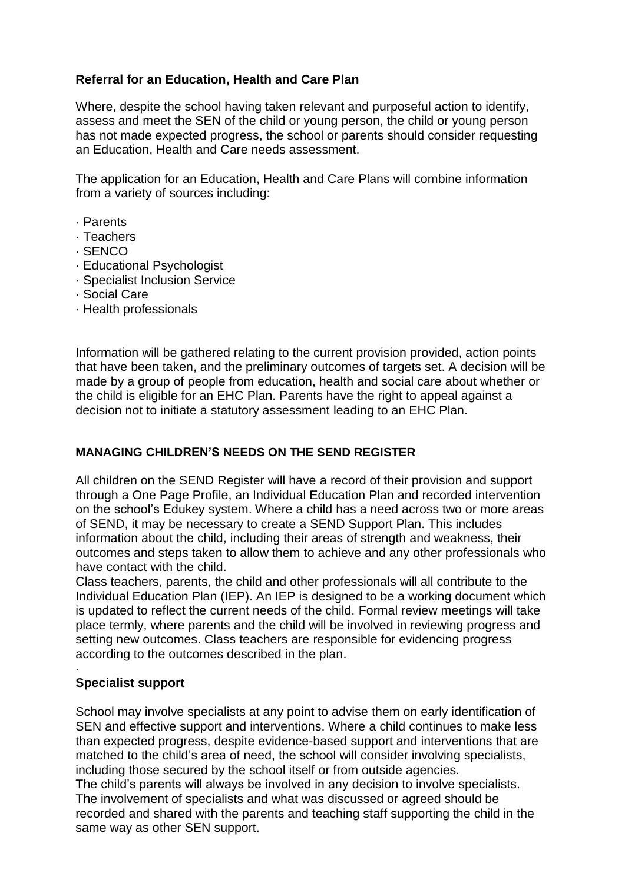**Referral for an Education, Health and Care Plan**

Where, despite the school having taken relevant and purposeful action to identify, assess and meet the SEN of the child or young person, the child or young person has not made expected progress, the school or parents should consider requesting an Education, Health and Care needs assessment.

The application for an Education, Health and Care Plans will combine information from a variety of sources including:

- Parents
- Teachers
- SENCO
- Educational Psychologist
- Specialist Inclusion Service
- Social Care
- Health professionals

Information will be gathered relating to the current provision provided, action points that have been taken, and the preliminary outcomes of targets set. A decision will be made by a group of people from education, health and social care about whether or the child is eligible for an EHC Plan. Parents have the right to appeal against a decision not to initiate a statutory assessment leading to an EHC Plan.

**MANAGING CHILDREN'S NEEDS ON THE SEND REGISTER**

All children on the SEND Register will have a record of their provision and support through a One Page Profile, an Individual Education Plan and recorded intervention on the school's Edukey system. Where a child has a need across two or more areas of SEND, it may be necessary to create a SEND Support Plan. This includes information about the child, including their areas of strength and weakness, their outcomes and steps taken to allow them to achieve and any other professionals who have contact with the child.

Class teachers, parents, the child and other professionals will all contribute to the Individual Education Plan (IEP). An IEP is designed to be a working document which is updated to reflect the current needs of the child. Formal review meetings will take place termly, where parents and the child will be involved in reviewing progress and setting new outcomes. Class teachers are responsible for evidencing progress according to the outcomes described in the plan.

·

**Specialist support**

School may involve specialists at any point to advise them on early identification of SEN and effective support and interventions. Where a child continues to make less than expected progress, despite evidence-based support and interventions that are matched to the child's area of need, the school will consider involving specialists, including those secured by the school itself or from outside agencies.

The child's parents will always be involved in any decision to involve specialists. The involvement of specialists and what was discussed or agreed should be recorded and shared with the parents and teaching staff supporting the child in the same way as other SEN support.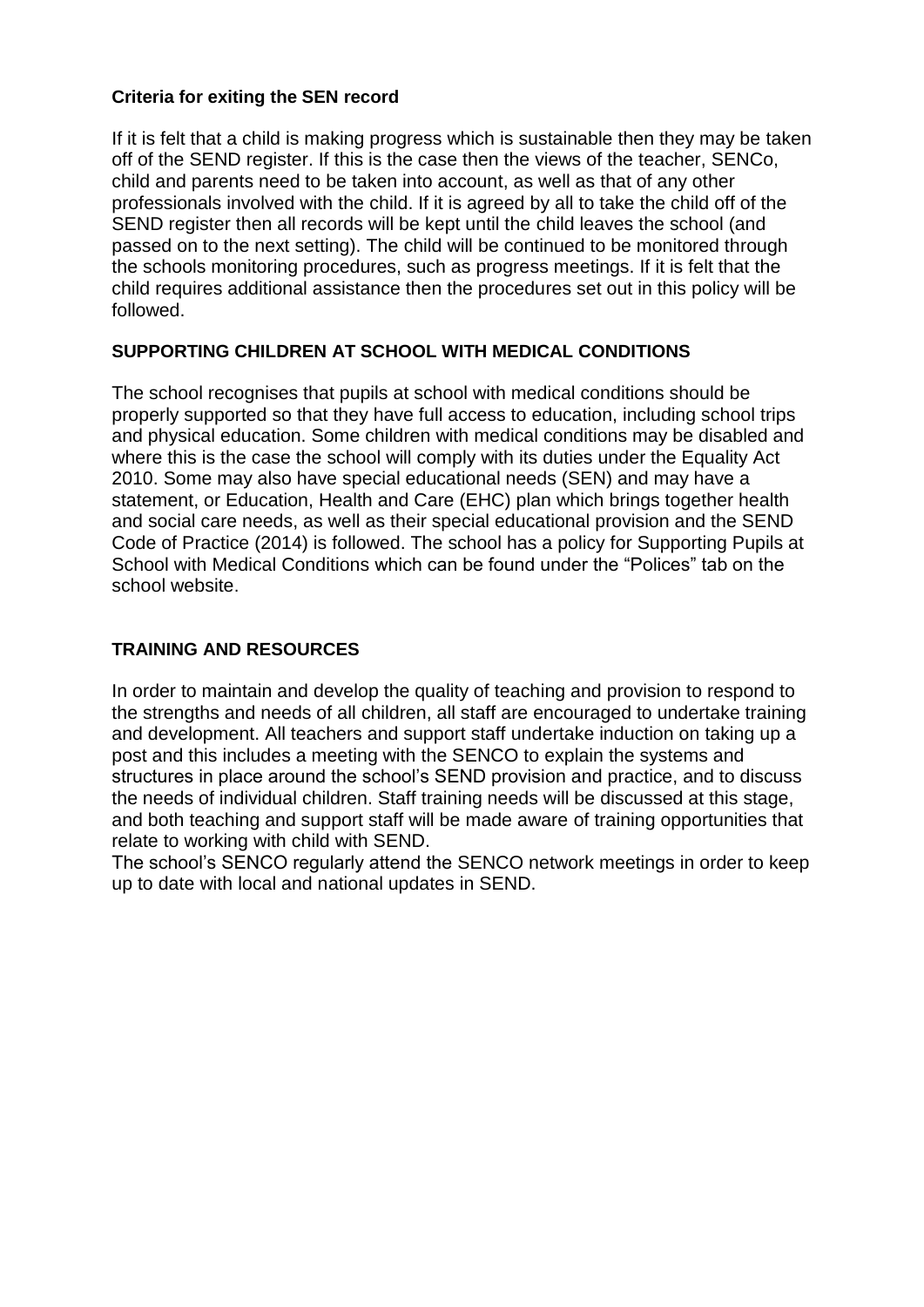**Criteria for exiting the SEN record**

If it is felt that a child is making progress which is sustainable then they may be taken off of the SEND register. If this is the case then the views of the teacher, SENCo, child and parents need to be taken into account, as well as that of any other professionals involved with the child. If it is agreed by all to take the child off of the SEND register then all records will be kept until the child leaves the school (and passed on to the next setting). The child will be continued to be monitored through the schools monitoring procedures, such as progress meetings. If it is felt that the child requires additional assistance then the procedures set out in this policy will be followed.

**SUPPORTING CHILDREN AT SCHOOL WITH MEDICAL CONDITIONS**

The school recognises that pupils at school with medical conditions should be properly supported so that they have full access to education, including school trips and physical education. Some children with medical conditions may be disabled and where this is the case the school will comply with its duties under the Equality Act 2010. Some may also have special educational needs (SEN) and may have a statement, or Education, Health and Care (EHC) plan which brings together health and social care needs, as well as their special educational provision and the SEND Code of Practice (2014) is followed. The school has a policy for Supporting Pupils at School with Medical Conditions which can be found under the "Polices" tab on the school website.

**TRAINING AND RESOURCES**

In order to maintain and develop the quality of teaching and provision to respond to the strengths and needs of all children, all staff are encouraged to undertake training and development. All teachers and support staff undertake induction on taking up a post and this includes a meeting with the SENCO to explain the systems and structures in place around the school's SEND provision and practice, and to discuss the needs of individual children. Staff training needs will be discussed at this stage, and both teaching and support staff will be made aware of training opportunities that relate to working with child with SEND.

The school's SENCO regularly attend the SENCO network meetings in order to keep up to date with local and national updates in SEND.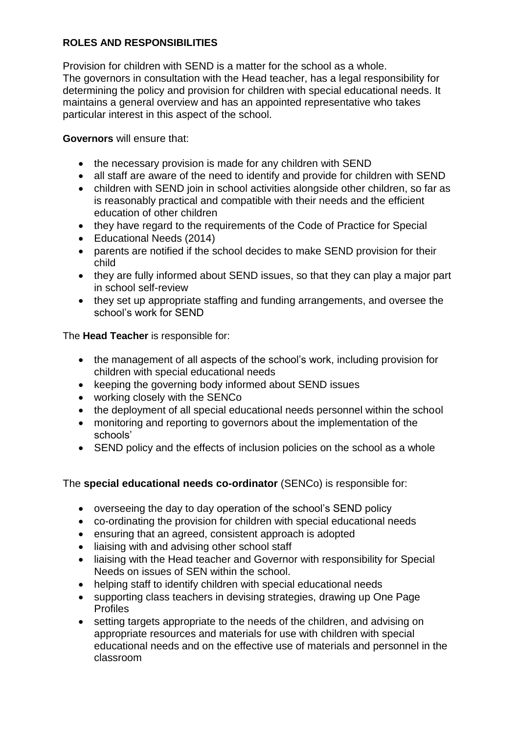**ROLES AND RESPONSIBILITIES**

Provision for children with SEND is a matter for the school as a whole.
The governors in consultation with the Head teacher, has a legal responsibility for determining the policy and provision for children with special educational needs. It maintains a general overview and has an appointed representative who takes particular interest in this aspect of the school.

**Governors** will ensure that:

- the necessary provision is made for any children with SEND
- all staff are aware of the need to identify and provide for children with SEND
- children with SEND join in school activities alongside other children, so far as is reasonably practical and compatible with their needs and the efficient education of other children
- they have regard to the requirements of the Code of Practice for Special
- Educational Needs (2014)
- parents are notified if the school decides to make SEND provision for their child
- they are fully informed about SEND issues, so that they can play a major part in school self-review
- they set up appropriate staffing and funding arrangements, and oversee the school's work for SEND

The **Head Teacher** is responsible for:

- the management of all aspects of the school's work, including provision for children with special educational needs
- keeping the governing body informed about SEND issues
- working closely with the SENCo
- the deployment of all special educational needs personnel within the school
- monitoring and reporting to governors about the implementation of the schools'
- SEND policy and the effects of inclusion policies on the school as a whole

The **special educational needs co-ordinator** (SENCo) is responsible for:

- overseeing the day to day operation of the school's SEND policy
- co-ordinating the provision for children with special educational needs
- ensuring that an agreed, consistent approach is adopted
- liaising with and advising other school staff
- liaising with the Head teacher and Governor with responsibility for Special Needs on issues of SEN within the school.
- helping staff to identify children with special educational needs
- supporting class teachers in devising strategies, drawing up One Page Profiles
- setting targets appropriate to the needs of the children, and advising on appropriate resources and materials for use with children with special educational needs and on the effective use of materials and personnel in the classroom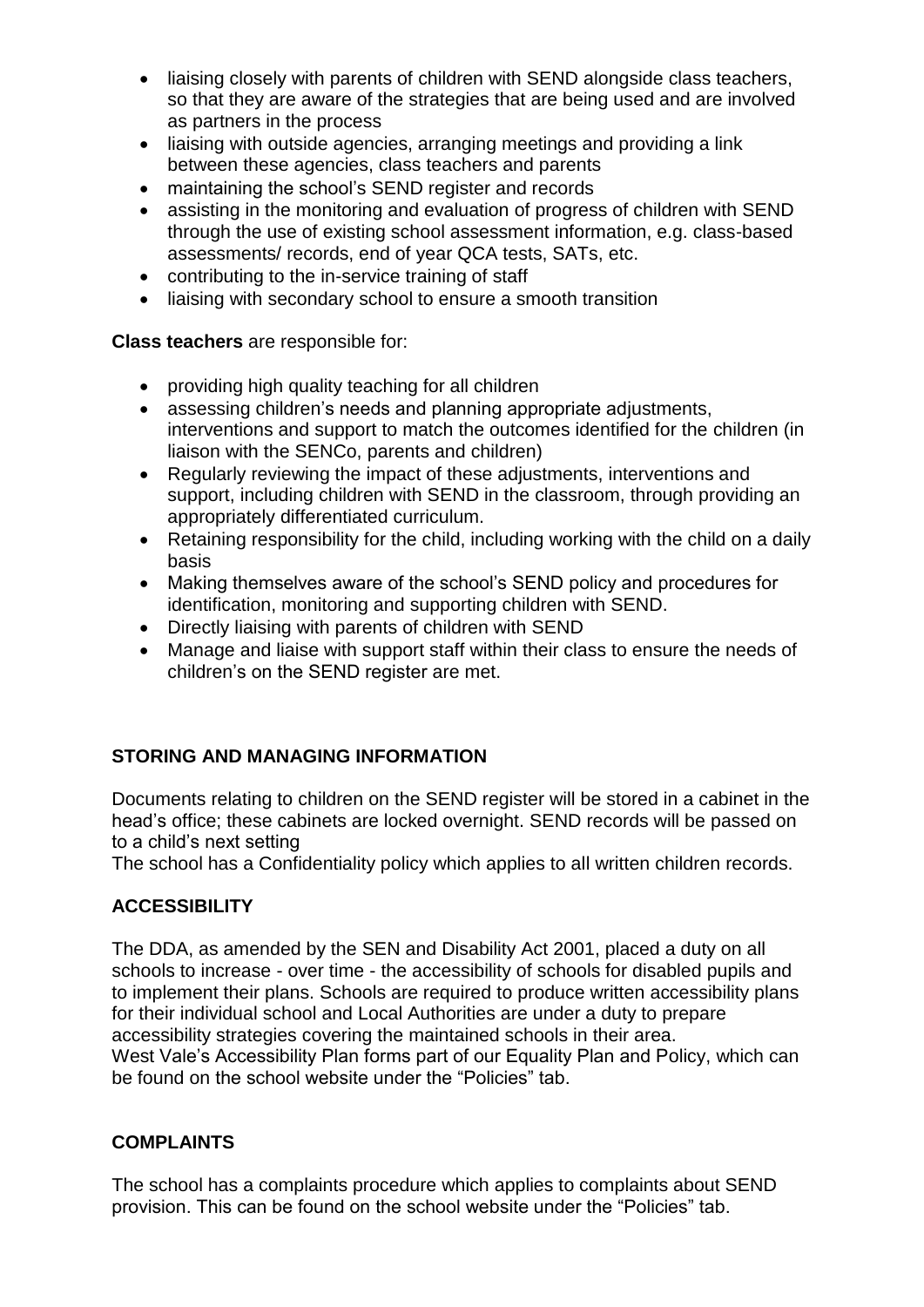- liaising closely with parents of children with SEND alongside class teachers, so that they are aware of the strategies that are being used and are involved as partners in the process
- liaising with outside agencies, arranging meetings and providing a link between these agencies, class teachers and parents
- maintaining the school's SEND register and records
- assisting in the monitoring and evaluation of progress of children with SEND through the use of existing school assessment information, e.g. class-based assessments/ records, end of year QCA tests, SATs, etc.
- contributing to the in-service training of staff
- liaising with secondary school to ensure a smooth transition

**Class teachers** are responsible for:

- providing high quality teaching for all children
- assessing children's needs and planning appropriate adjustments, interventions and support to match the outcomes identified for the children (in liaison with the SENCo, parents and children)
- Regularly reviewing the impact of these adjustments, interventions and support, including children with SEND in the classroom, through providing an appropriately differentiated curriculum.
- Retaining responsibility for the child, including working with the child on a daily basis
- Making themselves aware of the school's SEND policy and procedures for identification, monitoring and supporting children with SEND.
- Directly liaising with parents of children with SEND
- Manage and liaise with support staff within their class to ensure the needs of children's on the SEND register are met.

**STORING AND MANAGING INFORMATION**

Documents relating to children on the SEND register will be stored in a cabinet in the head's office; these cabinets are locked overnight. SEND records will be passed on to a child's next setting

The school has a Confidentiality policy which applies to all written children records.

**ACCESSIBILITY**

The DDA, as amended by the SEN and Disability Act 2001, placed a duty on all schools to increase - over time - the accessibility of schools for disabled pupils and to implement their plans. Schools are required to produce written accessibility plans for their individual school and Local Authorities are under a duty to prepare accessibility strategies covering the maintained schools in their area.

West Vale's Accessibility Plan forms part of our Equality Plan and Policy, which can be found on the school website under the "Policies" tab.

**COMPLAINTS**

The school has a complaints procedure which applies to complaints about SEND provision. This can be found on the school website under the "Policies" tab.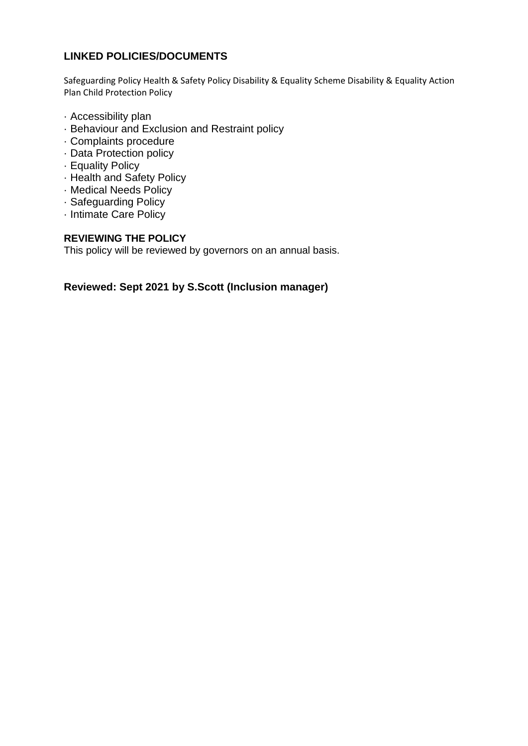## LINKED POLICIES/DOCUMENTS

Safeguarding Policy Health & Safety Policy Disability & Equality Scheme Disability & Equality Action Plan Child Protection Policy

- Accessibility plan
- Behaviour and Exclusion and Restraint policy
- Complaints procedure
- Data Protection policy
- Equality Policy
- Health and Safety Policy
- Medical Needs Policy
- Safeguarding Policy
- Intimate Care Policy

## REVIEWING THE POLICY

This policy will be reviewed by governors on an annual basis.

**Reviewed: Sept 2021 by S.Scott (Inclusion manager)**